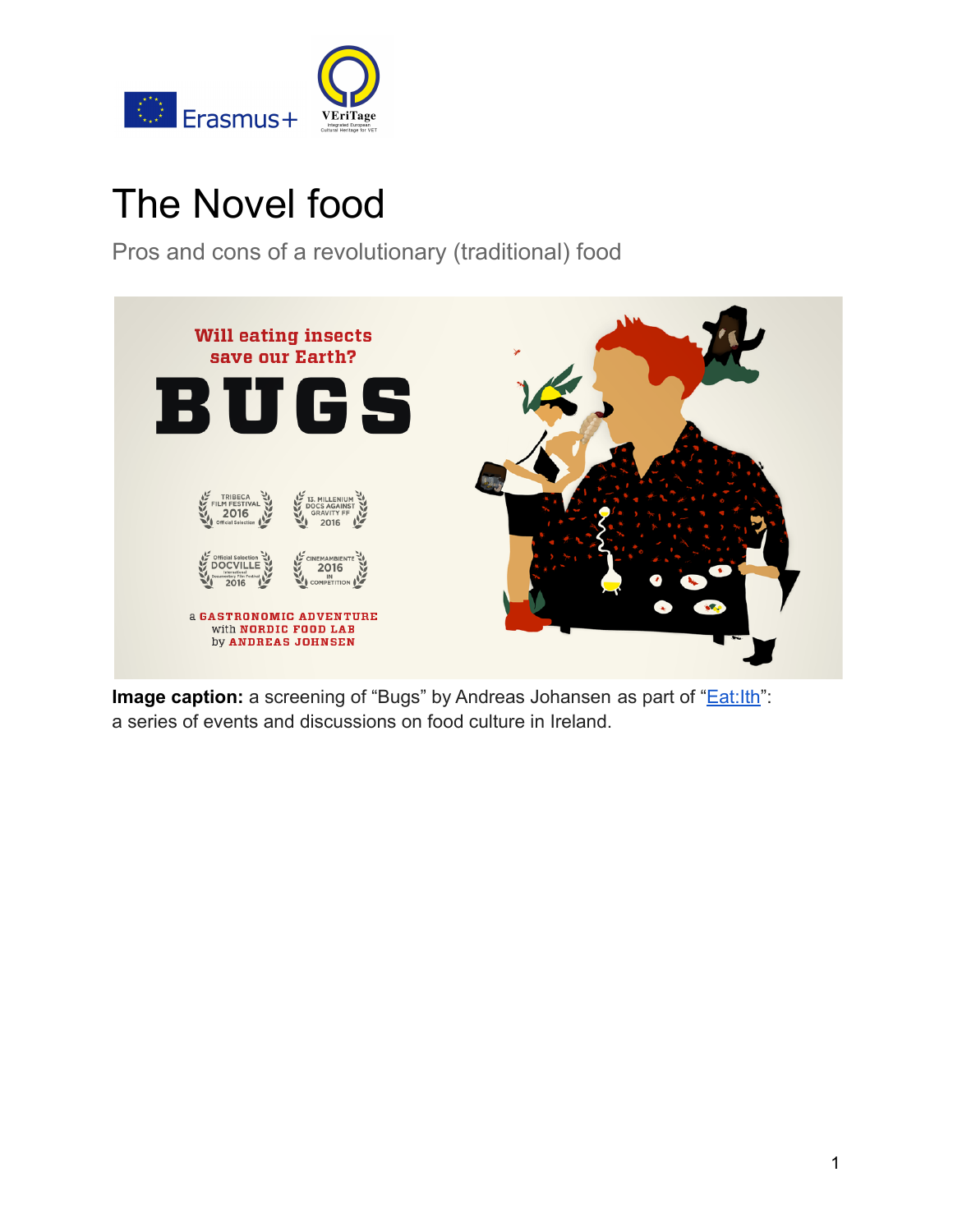# The Novel food

Pros and cons of a revolutionary (traditional) food

**Image caption:** a screening of "Bugs" by Andreas Johansen as part of "Eat:Ith": a series of events and discussions on food culture in Ireland.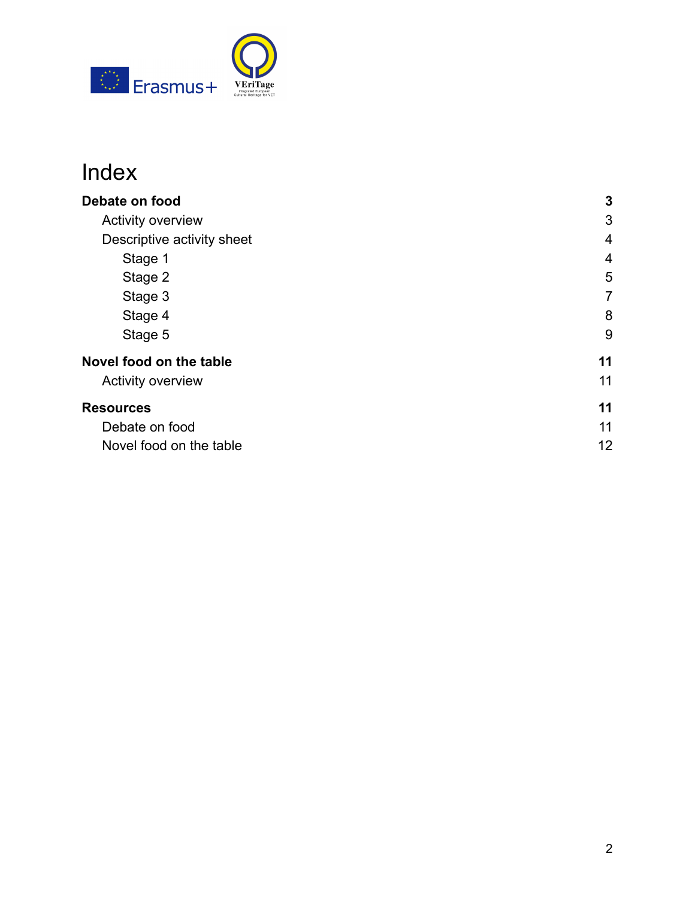# Index

| | |
|---|---|
| **Debate on food** | **3** |
| Activity overview | 3 |
| Descriptive activity sheet | 4 |
| Stage 1 | 4 |
| Stage 2 | 5 |
| Stage 3 | 7 |
| Stage 4 | 8 |
| Stage 5 | 9 |
| **Novel food on the table** | **11** |
| Activity overview | 11 |
| **Resources** | **11** |
| Debate on food | 11 |
| Novel food on the table | 12 |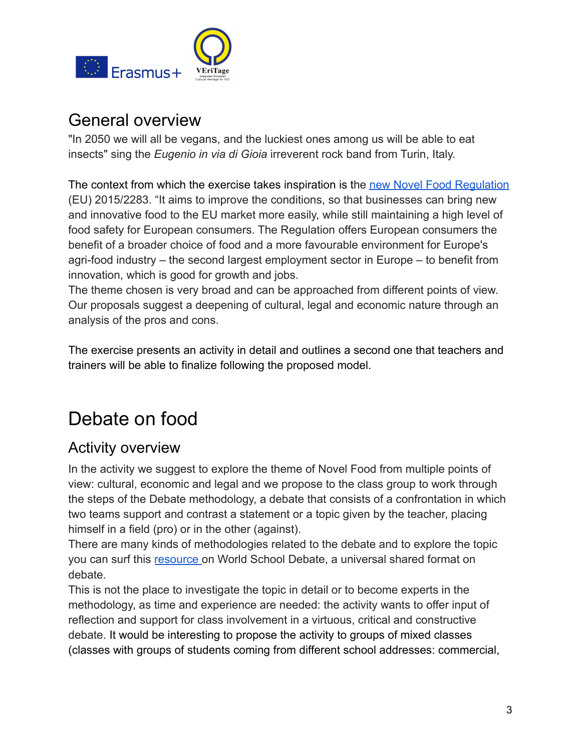## General overview

"In 2050 we will all be vegans, and the luckiest ones among us will be able to eat insects" sing the *Eugenio in via di Gioia* irreverent rock band from Turin, Italy.

The context from which the exercise takes inspiration is the [new Novel Food Regulation](#) (EU) 2015/2283. "It aims to improve the conditions, so that businesses can bring new and innovative food to the EU market more easily, while still maintaining a high level of food safety for European consumers. The Regulation offers European consumers the benefit of a broader choice of food and a more favourable environment for Europe's agri-food industry – the second largest employment sector in Europe – to benefit from innovation, which is good for growth and jobs.

The theme chosen is very broad and can be approached from different points of view. Our proposals suggest a deepening of cultural, legal and economic nature through an analysis of the pros and cons.

The exercise presents an activity in detail and outlines a second one that teachers and trainers will be able to finalize following the proposed model.

# Debate on food

## Activity overview

In the activity we suggest to explore the theme of Novel Food from multiple points of view: cultural, economic and legal and we propose to the class group to work through the steps of the Debate methodology, a debate that consists of a confrontation in which two teams support and contrast a statement or a topic given by the teacher, placing himself in a field (pro) or in the other (against).

There are many kinds of methodologies related to the debate and to explore the topic you can surf this [resource](#) on World School Debate, a universal shared format on debate.

This is not the place to investigate the topic in detail or to become experts in the methodology, as time and experience are needed: the activity wants to offer input of reflection and support for class involvement in a virtuous, critical and constructive debate. It would be interesting to propose the activity to groups of mixed classes (classes with groups of students coming from different school addresses: commercial,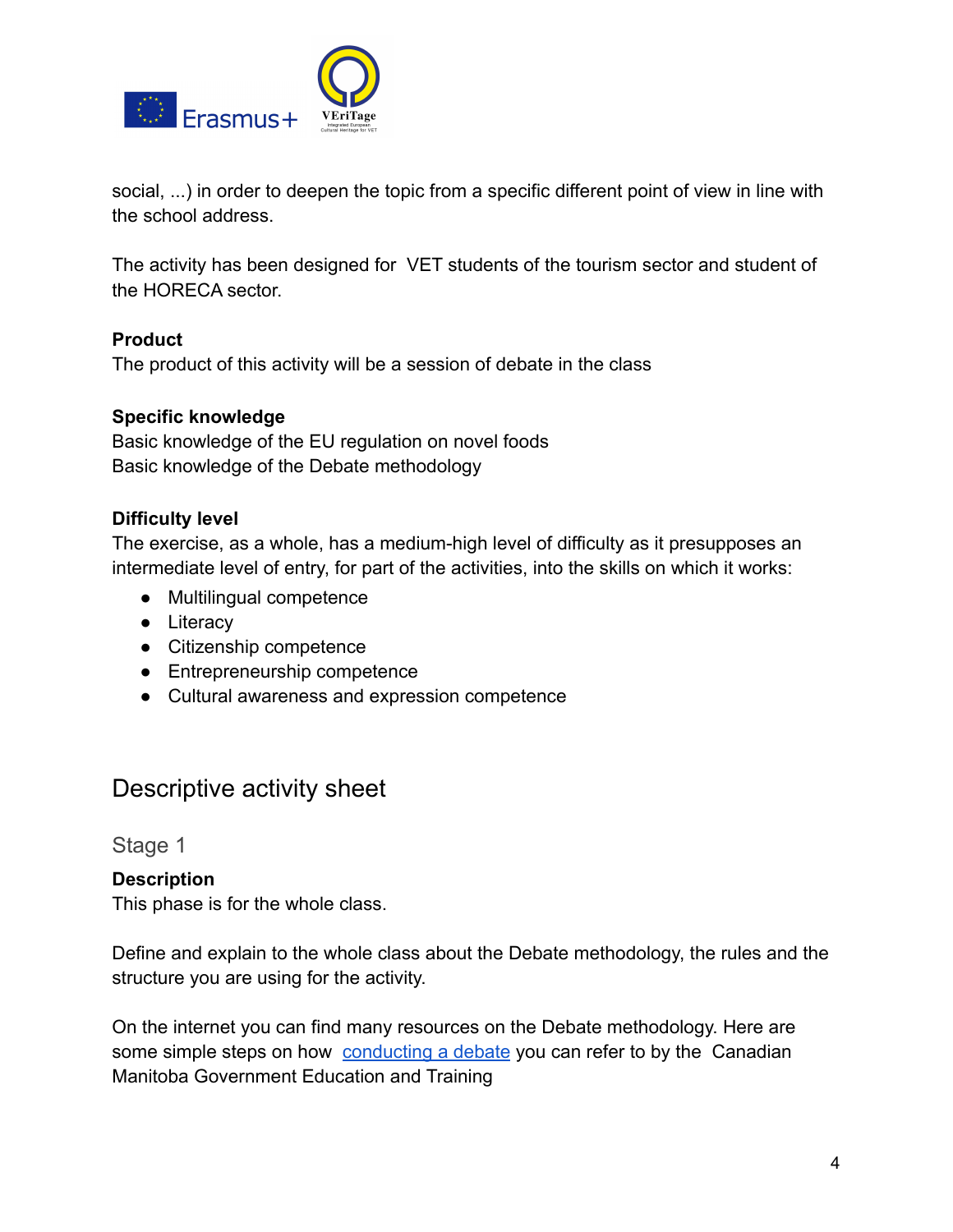social, ...) in order to deepen the topic from a specific different point of view in line with the school address.

The activity has been designed for VET students of the tourism sector and student of the HORECA sector.

**Product**
The product of this activity will be a session of debate in the class

**Specific knowledge**
Basic knowledge of the EU regulation on novel foods
Basic knowledge of the Debate methodology

**Difficulty level**
The exercise, as a whole, has a medium-high level of difficulty as it presupposes an intermediate level of entry, for part of the activities, into the skills on which it works:

- Multilingual competence
- Literacy
- Citizenship competence
- Entrepreneurship competence
- Cultural awareness and expression competence

## Descriptive activity sheet

### Stage 1

**Description**
This phase is for the whole class.

Define and explain to the whole class about the Debate methodology, the rules and the structure you are using for the activity.

On the internet you can find many resources on the Debate methodology. Here are some simple steps on how conducting a debate you can refer to by the Canadian Manitoba Government Education and Training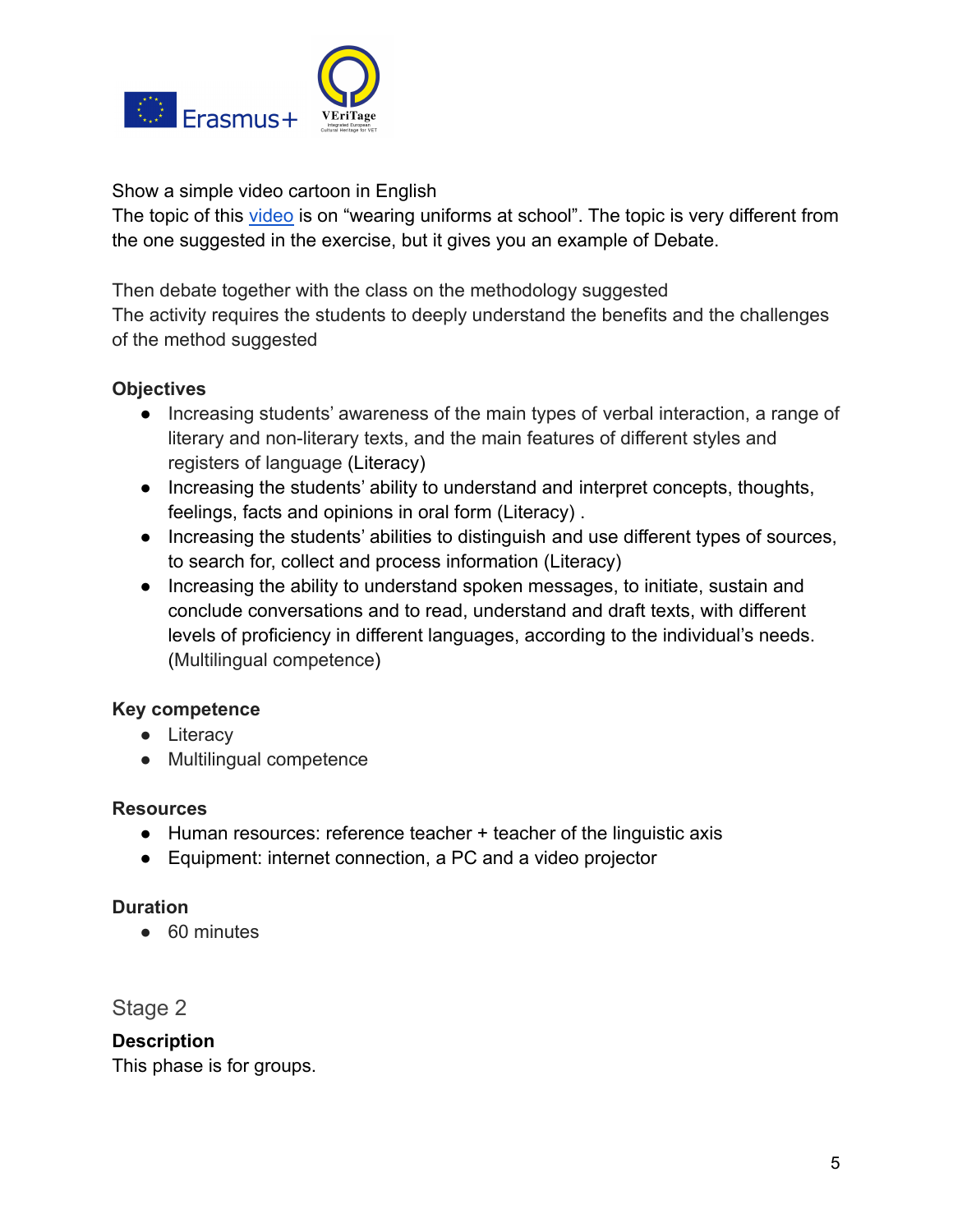Show a simple video cartoon in English
The topic of this video is on "wearing uniforms at school". The topic is very different from the one suggested in the exercise, but it gives you an example of Debate.

Then debate together with the class on the methodology suggested
The activity requires the students to deeply understand the benefits and the challenges of the method suggested

**Objectives**

- Increasing students' awareness of the main types of verbal interaction, a range of literary and non-literary texts, and the main features of different styles and registers of language (Literacy)
- Increasing the students' ability to understand and interpret concepts, thoughts, feelings, facts and opinions in oral form (Literacy) .
- Increasing the students' abilities to distinguish and use different types of sources, to search for, collect and process information (Literacy)
- Increasing the ability to understand spoken messages, to initiate, sustain and conclude conversations and to read, understand and draft texts, with different levels of proficiency in different languages, according to the individual's needs. (Multilingual competence)

**Key competence**

- Literacy
- Multilingual competence

**Resources**

- Human resources: reference teacher + teacher of the linguistic axis
- Equipment: internet connection, a PC and a video projector

**Duration**

- 60 minutes

## Stage 2

**Description**
This phase is for groups.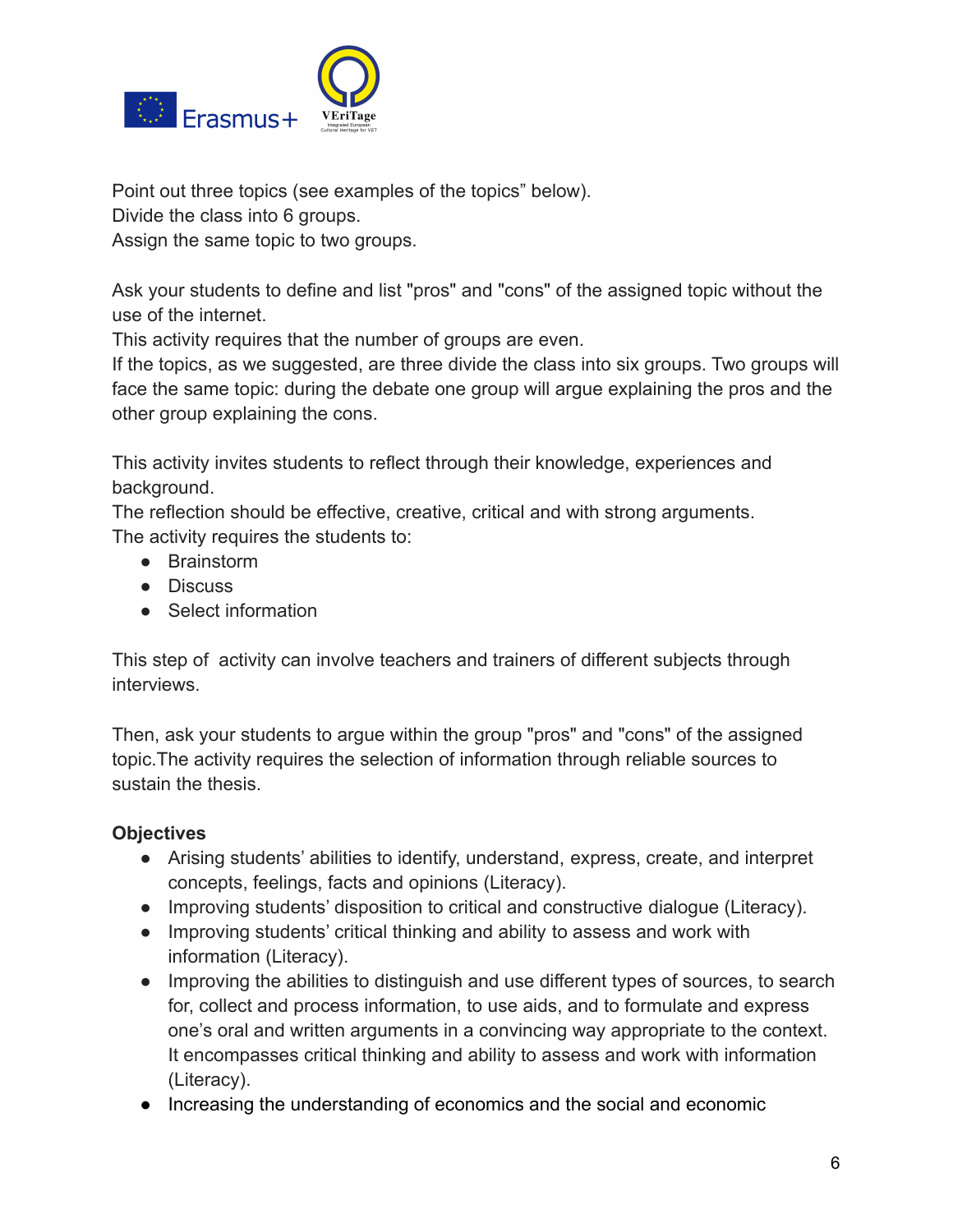Point out three topics (see examples of the topics" below).
Divide the class into 6 groups.
Assign the same topic to two groups.

Ask your students to define and list "pros" and "cons" of the assigned topic without the use of the internet.
This activity requires that the number of groups are even.
If the topics, as we suggested, are three divide the class into six groups. Two groups will face the same topic: during the debate one group will argue explaining the pros and the other group explaining the cons.

This activity invites students to reflect through their knowledge, experiences and background.
The reflection should be effective, creative, critical and with strong arguments.
The activity requires the students to:

- Brainstorm
- Discuss
- Select information

This step of  activity can involve teachers and trainers of different subjects through interviews.

Then, ask your students to argue within the group "pros" and "cons" of the assigned topic.The activity requires the selection of information through reliable sources to sustain the thesis.

**Objectives**

- Arising students' abilities to identify, understand, express, create, and interpret concepts, feelings, facts and opinions (Literacy).
- Improving students' disposition to critical and constructive dialogue (Literacy).
- Improving students' critical thinking and ability to assess and work with information (Literacy).
- Improving the abilities to distinguish and use different types of sources, to search for, collect and process information, to use aids, and to formulate and express one's oral and written arguments in a convincing way appropriate to the context. It encompasses critical thinking and ability to assess and work with information (Literacy).
- Increasing the understanding of economics and the social and economic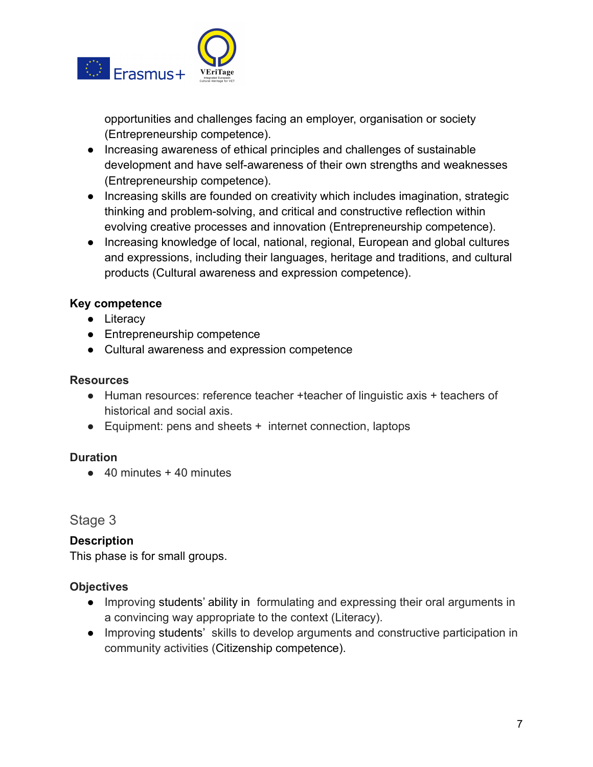opportunities and challenges facing an employer, organisation or society (Entrepreneurship competence).
- Increasing awareness of ethical principles and challenges of sustainable development and have self-awareness of their own strengths and weaknesses (Entrepreneurship competence).
- Increasing skills are founded on creativity which includes imagination, strategic thinking and problem-solving, and critical and constructive reflection within evolving creative processes and innovation (Entrepreneurship competence).
- Increasing knowledge of local, national, regional, European and global cultures and expressions, including their languages, heritage and traditions, and cultural products (Cultural awareness and expression competence).

**Key competence**
- Literacy
- Entrepreneurship competence
- Cultural awareness and expression competence

**Resources**
- Human resources: reference teacher +teacher of linguistic axis + teachers of historical and social axis.
- Equipment: pens and sheets + internet connection, laptops

**Duration**
- 40 minutes + 40 minutes

## Stage 3

**Description**
This phase is for small groups.

**Objectives**
- Improving students' ability in formulating and expressing their oral arguments in a convincing way appropriate to the context (Literacy).
- Improving students' skills to develop arguments and constructive participation in community activities (Citizenship competence).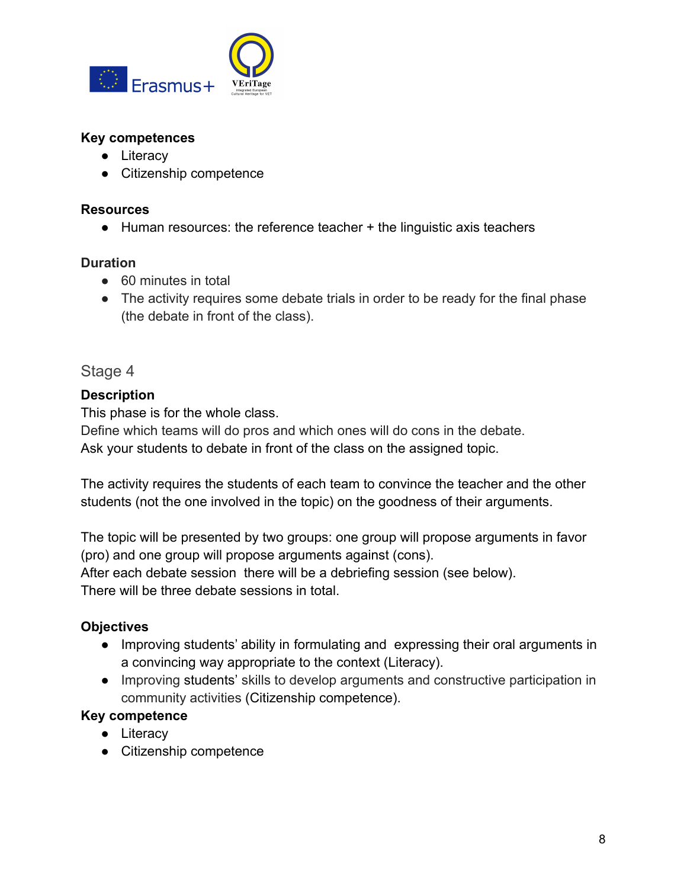**Key competences**

- Literacy
- Citizenship competence

**Resources**

- Human resources: the reference teacher + the linguistic axis teachers

**Duration**

- 60 minutes in total
- The activity requires some debate trials in order to be ready for the final phase (the debate in front of the class).

## Stage 4

**Description**

This phase is for the whole class.
Define which teams will do pros and which ones will do cons in the debate.
Ask your students to debate in front of the class on the assigned topic.

The activity requires the students of each team to convince the teacher and the other students (not the one involved in the topic) on the goodness of their arguments.

The topic will be presented by two groups: one group will propose arguments in favor (pro) and one group will propose arguments against (cons).
After each debate session there will be a debriefing session (see below).
There will be three debate sessions in total.

**Objectives**

- Improving students' ability in formulating and expressing their oral arguments in a convincing way appropriate to the context (Literacy).
- Improving students' skills to develop arguments and constructive participation in community activities (Citizenship competence).

**Key competence**

- Literacy
- Citizenship competence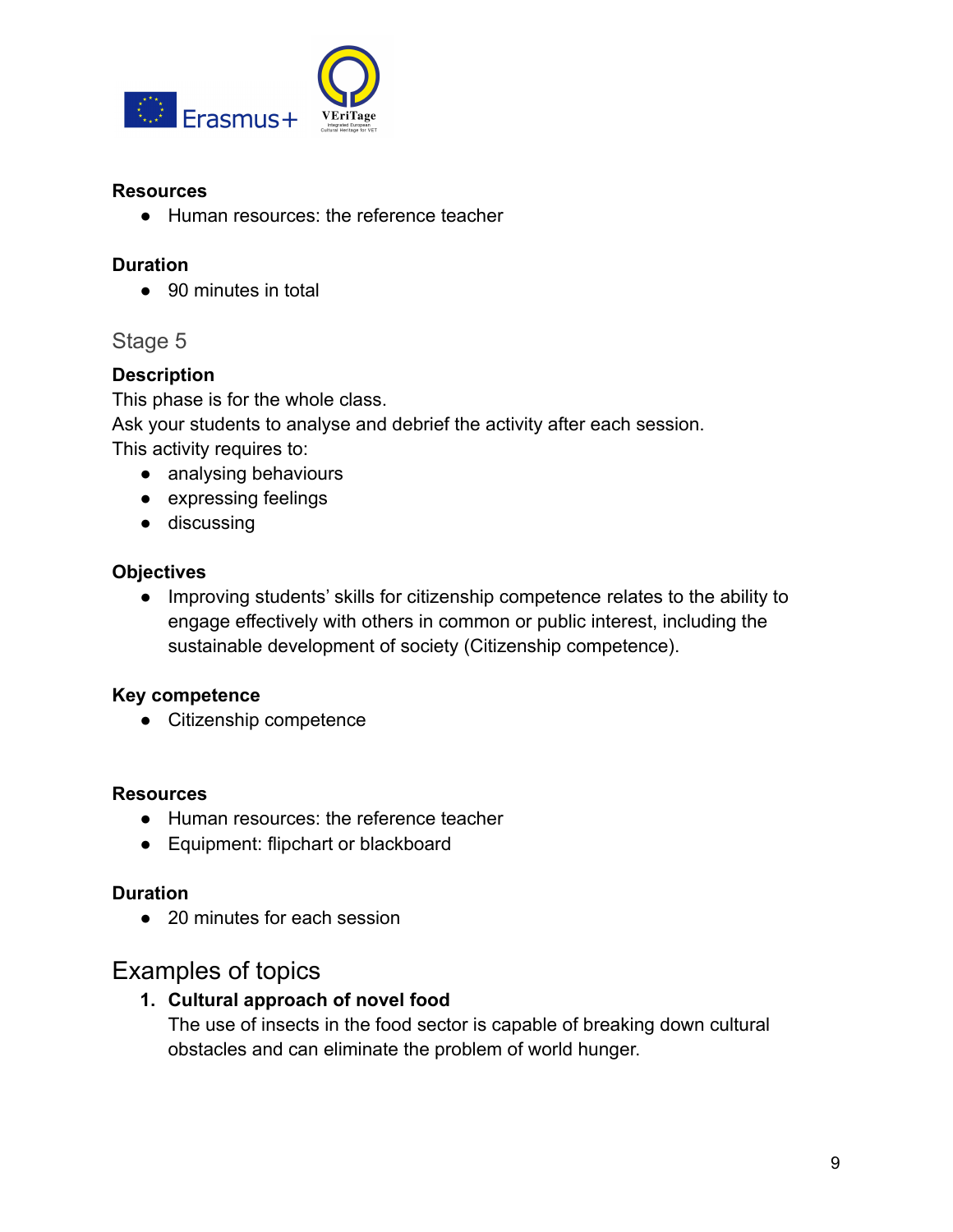**Resources**

- Human resources: the reference teacher

**Duration**

- 90 minutes in total

### Stage 5

**Description**

This phase is for the whole class.
Ask your students to analyse and debrief the activity after each session.
This activity requires to:

- analysing behaviours
- expressing feelings
- discussing

**Objectives**

- Improving students' skills for citizenship competence relates to the ability to engage effectively with others in common or public interest, including the sustainable development of society (Citizenship competence).

**Key competence**

- Citizenship competence

**Resources**

- Human resources: the reference teacher
- Equipment: flipchart or blackboard

**Duration**

- 20 minutes for each session

## Examples of topics

1. **Cultural approach of novel food**
   The use of insects in the food sector is capable of breaking down cultural obstacles and can eliminate the problem of world hunger.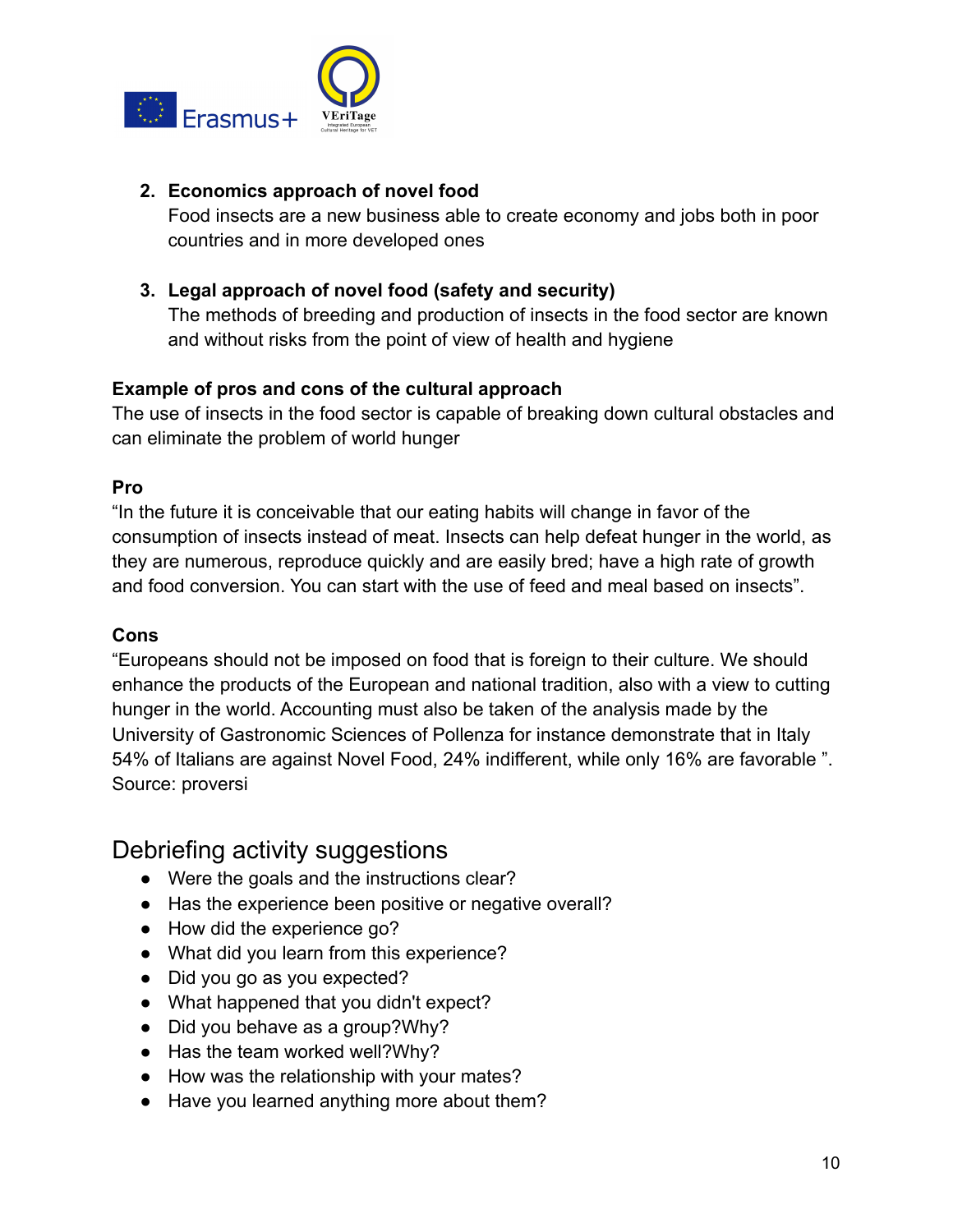2. **Economics approach of novel food**
   Food insects are a new business able to create economy and jobs both in poor countries and in more developed ones

3. **Legal approach of novel food (safety and security)**
   The methods of breeding and production of insects in the food sector are known and without risks from the point of view of health and hygiene

**Example of pros and cons of the cultural approach**

The use of insects in the food sector is capable of breaking down cultural obstacles and can eliminate the problem of world hunger

**Pro**

"In the future it is conceivable that our eating habits will change in favor of the consumption of insects instead of meat. Insects can help defeat hunger in the world, as they are numerous, reproduce quickly and are easily bred; have a high rate of growth and food conversion. You can start with the use of feed and meal based on insects".

**Cons**

"Europeans should not be imposed on food that is foreign to their culture. We should enhance the products of the European and national tradition, also with a view to cutting hunger in the world. Accounting must also be taken of the analysis made by the University of Gastronomic Sciences of Pollenza for instance demonstrate that in Italy 54% of Italians are against Novel Food, 24% indifferent, while only 16% are favorable ".
Source: proversi

## Debriefing activity suggestions

- Were the goals and the instructions clear?
- Has the experience been positive or negative overall?
- How did the experience go?
- What did you learn from this experience?
- Did you go as you expected?
- What happened that you didn't expect?
- Did you behave as a group?Why?
- Has the team worked well?Why?
- How was the relationship with your mates?
- Have you learned anything more about them?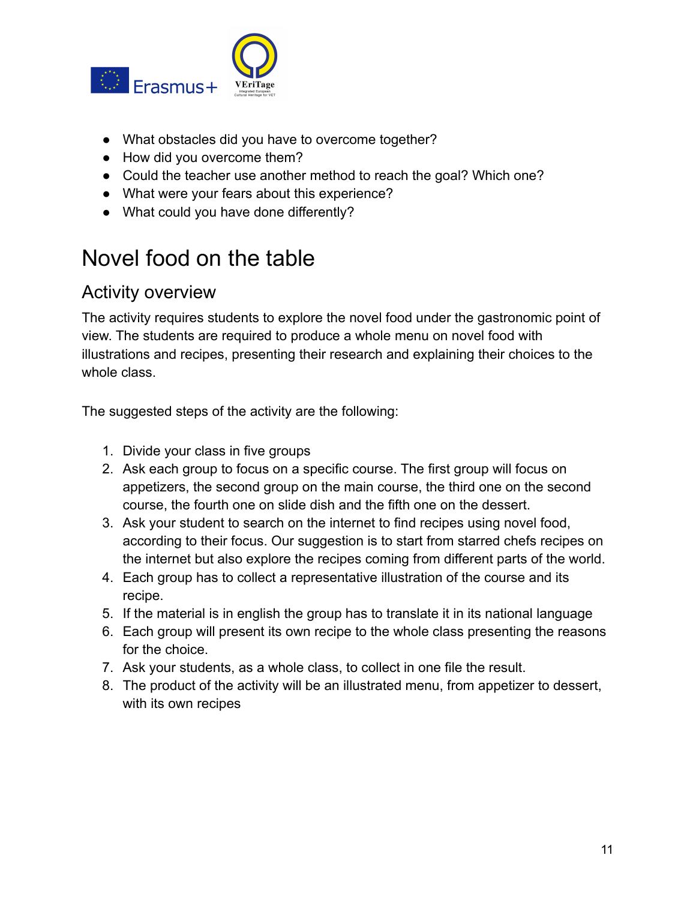- What obstacles did you have to overcome together?
- How did you overcome them?
- Could the teacher use another method to reach the goal? Which one?
- What were your fears about this experience?
- What could you have done differently?

# Novel food on the table

## Activity overview

The activity requires students to explore the novel food under the gastronomic point of view. The students are required to produce a whole menu on novel food with illustrations and recipes, presenting their research and explaining their choices to the whole class.

The suggested steps of the activity are the following:

1. Divide your class in five groups
2. Ask each group to focus on a specific course. The first group will focus on appetizers, the second group on the main course, the third one on the second course, the fourth one on slide dish and the fifth one on the dessert.
3. Ask your student to search on the internet to find recipes using novel food, according to their focus. Our suggestion is to start from starred chefs recipes on the internet but also explore the recipes coming from different parts of the world.
4. Each group has to collect a representative illustration of the course and its recipe.
5. If the material is in english the group has to translate it in its national language
6. Each group will present its own recipe to the whole class presenting the reasons for the choice.
7. Ask your students, as a whole class, to collect in one file the result.
8. The product of the activity will be an illustrated menu, from appetizer to dessert, with its own recipes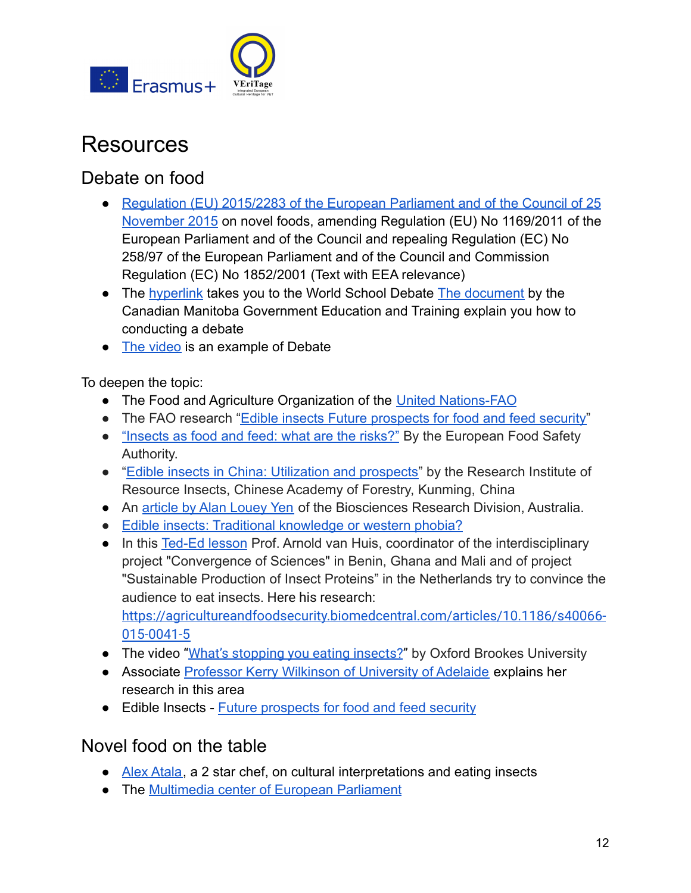# Resources

## Debate on food

- Regulation (EU) 2015/2283 of the European Parliament and of the Council of 25 November 2015 on novel foods, amending Regulation (EU) No 1169/2011 of the European Parliament and of the Council and repealing Regulation (EC) No 258/97 of the European Parliament and of the Council and Commission Regulation (EC) No 1852/2001 (Text with EEA relevance)
- The hyperlink takes you to the World School Debate The document by the Canadian Manitoba Government Education and Training explain you how to conducting a debate
- The video is an example of Debate

To deepen the topic:

- The Food and Agriculture Organization of the United Nations-FAO
- The FAO research "Edible insects Future prospects for food and feed security"
- "Insects as food and feed: what are the risks?" By the European Food Safety Authority.
- "Edible insects in China: Utilization and prospects" by the Research Institute of Resource Insects, Chinese Academy of Forestry, Kunming, China
- An article by Alan Louey Yen of the Biosciences Research Division, Australia.
- Edible insects: Traditional knowledge or western phobia?
- In this Ted-Ed lesson Prof. Arnold van Huis, coordinator of the interdisciplinary project "Convergence of Sciences" in Benin, Ghana and Mali and of project "Sustainable Production of Insect Proteins" in the Netherlands try to convince the audience to eat insects. Here his research: https://agricultureandfoodsecurity.biomedcentral.com/articles/10.1186/s40066-015-0041-5
- The video "What's stopping you eating insects?" by Oxford Brookes University
- Associate Professor Kerry Wilkinson of University of Adelaide explains her research in this area
- Edible Insects - Future prospects for food and feed security

## Novel food on the table

- Alex Atala, a 2 star chef, on cultural interpretations and eating insects
- The Multimedia center of European Parliament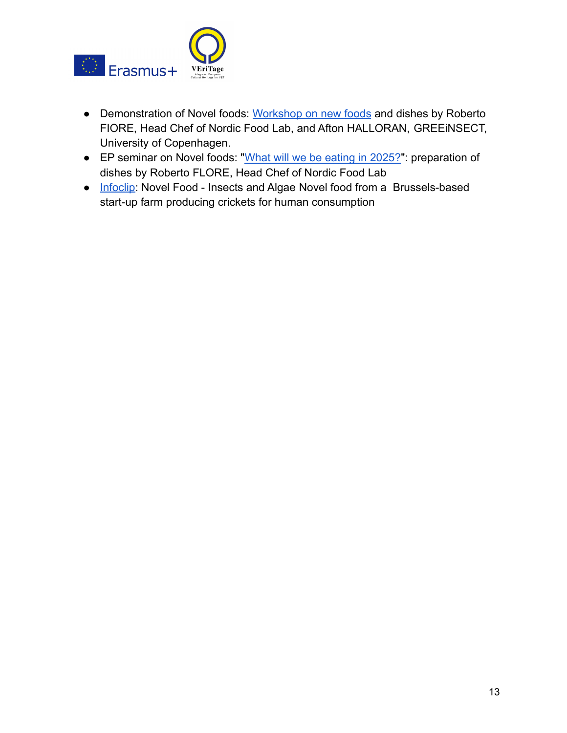- Demonstration of Novel foods: Workshop on new foods and dishes by Roberto FIORE, Head Chef of Nordic Food Lab, and Afton HALLORAN, GREEiNSECT, University of Copenhagen.
- EP seminar on Novel foods: "What will we be eating in 2025?": preparation of dishes by Roberto FLORE, Head Chef of Nordic Food Lab
- Infoclip: Novel Food - Insects and Algae Novel food from a Brussels-based start-up farm producing crickets for human consumption